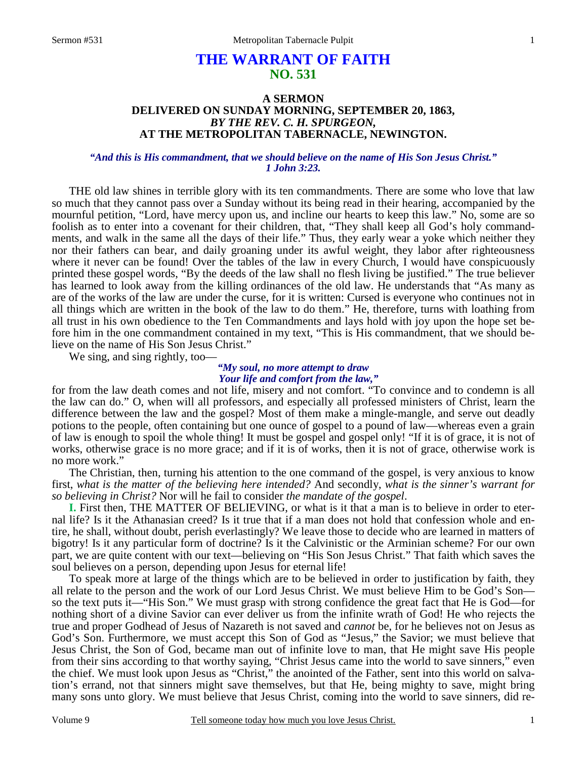# THE WARRANT OF FAITH
## NO. 531

### A SERMON
### DELIVERED ON SUNDAY MORNING, SEPTEMBER 20, 1863,
### *BY THE REV. C. H. SPURGEON,*
### AT THE METROPOLITAN TABERNACLE, NEWINGTON.

***"And this is His commandment, that we should believe on the name of His Son Jesus Christ." 1 John 3:23.***

THE old law shines in terrible glory with its ten commandments. There are some who love that law so much that they cannot pass over a Sunday without its being read in their hearing, accompanied by the mournful petition, "Lord, have mercy upon us, and incline our hearts to keep this law." No, some are so foolish as to enter into a covenant for their children, that, "They shall keep all God's holy commandments, and walk in the same all the days of their life." Thus, they early wear a yoke which neither they nor their fathers can bear, and daily groaning under its awful weight, they labor after righteousness where it never can be found! Over the tables of the law in every Church, I would have conspicuously printed these gospel words, "By the deeds of the law shall no flesh living be justified." The true believer has learned to look away from the killing ordinances of the old law. He understands that "As many as are of the works of the law are under the curse, for it is written: Cursed is everyone who continues not in all things which are written in the book of the law to do them." He, therefore, turns with loathing from all trust in his own obedience to the Ten Commandments and lays hold with joy upon the hope set before him in the one commandment contained in my text, "This is His commandment, that we should believe on the name of His Son Jesus Christ."

We sing, and sing rightly, too—

> ***"My soul, no more attempt to draw***
> ***Your life and comfort from the law,"***

for from the law death comes and not life, misery and not comfort. "To convince and to condemn is all the law can do." O, when will all professors, and especially all professed ministers of Christ, learn the difference between the law and the gospel? Most of them make a mingle-mangle, and serve out deadly potions to the people, often containing but one ounce of gospel to a pound of law—whereas even a grain of law is enough to spoil the whole thing! It must be gospel and gospel only! "If it is of grace, it is not of works, otherwise grace is no more grace; and if it is of works, then it is not of grace, otherwise work is no more work."

The Christian, then, turning his attention to the one command of the gospel, is very anxious to know first, *what is the matter of the believing here intended?* And secondly, *what is the sinner's warrant for so believing in Christ?* Nor will he fail to consider *the mandate of the gospel*.

**I.** First then, THE MATTER OF BELIEVING, or what is it that a man is to believe in order to eternal life? Is it the Athanasian creed? Is it true that if a man does not hold that confession whole and entire, he shall, without doubt, perish everlastingly? We leave those to decide who are learned in matters of bigotry! Is it any particular form of doctrine? Is it the Calvinistic or the Arminian scheme? For our own part, we are quite content with our text—believing on "His Son Jesus Christ." That faith which saves the soul believes on a person, depending upon Jesus for eternal life!

To speak more at large of the things which are to be believed in order to justification by faith, they all relate to the person and the work of our Lord Jesus Christ. We must believe Him to be God's Son—so the text puts it—"His Son." We must grasp with strong confidence the great fact that He is God—for nothing short of a divine Savior can ever deliver us from the infinite wrath of God! He who rejects the true and proper Godhead of Jesus of Nazareth is not saved and *cannot* be, for he believes not on Jesus as God's Son. Furthermore, we must accept this Son of God as "Jesus," the Savior; we must believe that Jesus Christ, the Son of God, became man out of infinite love to man, that He might save His people from their sins according to that worthy saying, "Christ Jesus came into the world to save sinners," even the chief. We must look upon Jesus as "Christ," the anointed of the Father, sent into this world on salvation's errand, not that sinners might save themselves, but that He, being mighty to save, might bring many sons unto glory. We must believe that Jesus Christ, coming into the world to save sinners, did re-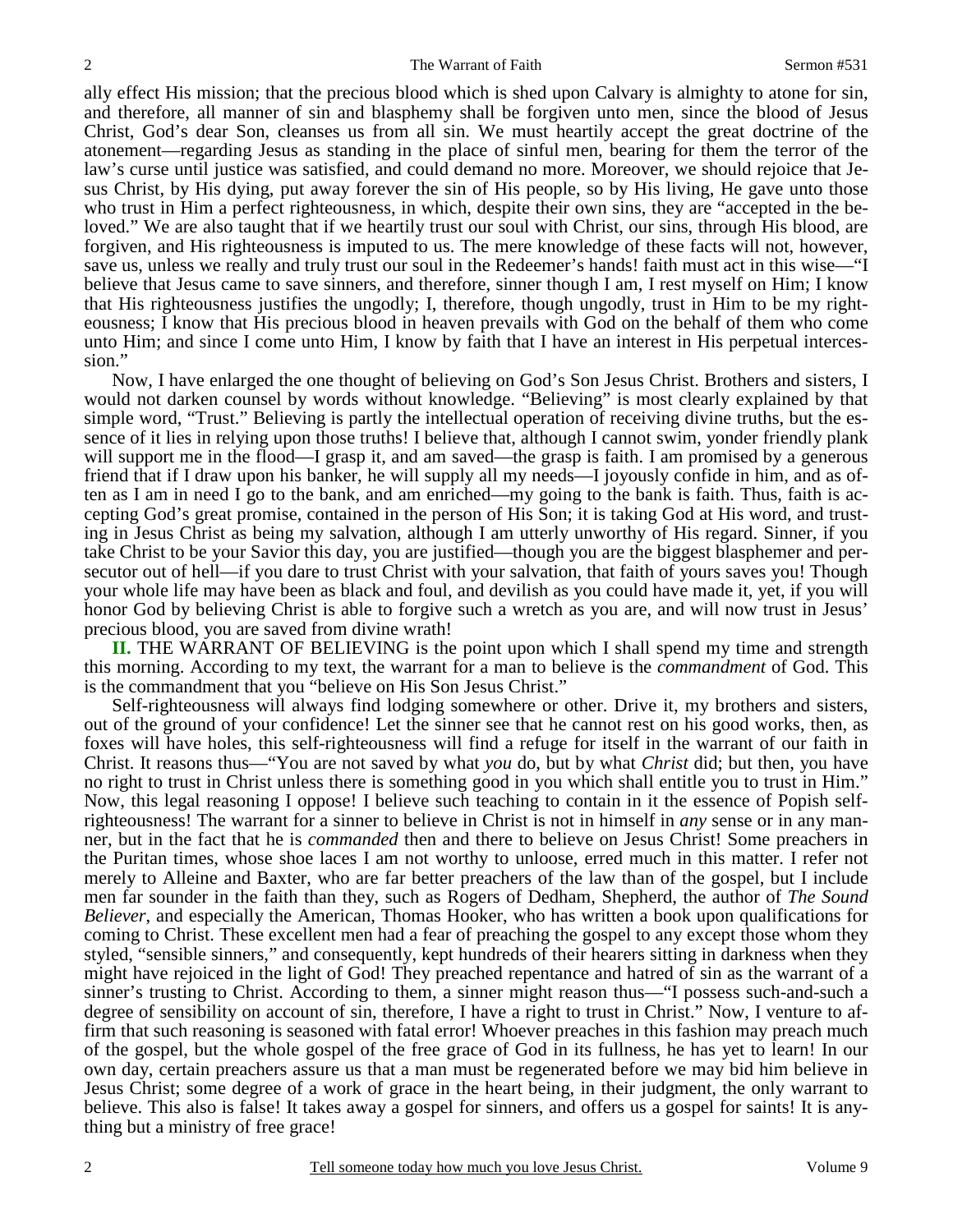ally effect His mission; that the precious blood which is shed upon Calvary is almighty to atone for sin, and therefore, all manner of sin and blasphemy shall be forgiven unto men, since the blood of Jesus Christ, God's dear Son, cleanses us from all sin. We must heartily accept the great doctrine of the atonement—regarding Jesus as standing in the place of sinful men, bearing for them the terror of the law's curse until justice was satisfied, and could demand no more. Moreover, we should rejoice that Jesus Christ, by His dying, put away forever the sin of His people, so by His living, He gave unto those who trust in Him a perfect righteousness, in which, despite their own sins, they are "accepted in the beloved." We are also taught that if we heartily trust our soul with Christ, our sins, through His blood, are forgiven, and His righteousness is imputed to us. The mere knowledge of these facts will not, however, save us, unless we really and truly trust our soul in the Redeemer's hands! faith must act in this wise—"I believe that Jesus came to save sinners, and therefore, sinner though I am, I rest myself on Him; I know that His righteousness justifies the ungodly; I, therefore, though ungodly, trust in Him to be my righteousness; I know that His precious blood in heaven prevails with God on the behalf of them who come unto Him; and since I come unto Him, I know by faith that I have an interest in His perpetual intercession."

Now, I have enlarged the one thought of believing on God's Son Jesus Christ. Brothers and sisters, I would not darken counsel by words without knowledge. "Believing" is most clearly explained by that simple word, "Trust." Believing is partly the intellectual operation of receiving divine truths, but the essence of it lies in relying upon those truths! I believe that, although I cannot swim, yonder friendly plank will support me in the flood—I grasp it, and am saved—the grasp is faith. I am promised by a generous friend that if I draw upon his banker, he will supply all my needs—I joyously confide in him, and as often as I am in need I go to the bank, and am enriched—my going to the bank is faith. Thus, faith is accepting God's great promise, contained in the person of His Son; it is taking God at His word, and trusting in Jesus Christ as being my salvation, although I am utterly unworthy of His regard. Sinner, if you take Christ to be your Savior this day, you are justified—though you are the biggest blasphemer and persecutor out of hell—if you dare to trust Christ with your salvation, that faith of yours saves you! Though your whole life may have been as black and foul, and devilish as you could have made it, yet, if you will honor God by believing Christ is able to forgive such a wretch as you are, and will now trust in Jesus' precious blood, you are saved from divine wrath!

**II.** THE WARRANT OF BELIEVING is the point upon which I shall spend my time and strength this morning. According to my text, the warrant for a man to believe is the *commandment* of God. This is the commandment that you "believe on His Son Jesus Christ."

Self-righteousness will always find lodging somewhere or other. Drive it, my brothers and sisters, out of the ground of your confidence! Let the sinner see that he cannot rest on his good works, then, as foxes will have holes, this self-righteousness will find a refuge for itself in the warrant of our faith in Christ. It reasons thus—"You are not saved by what *you* do, but by what *Christ* did; but then, you have no right to trust in Christ unless there is something good in you which shall entitle you to trust in Him." Now, this legal reasoning I oppose! I believe such teaching to contain in it the essence of Popish self-righteousness! The warrant for a sinner to believe in Christ is not in himself in *any* sense or in any manner, but in the fact that he is *commanded* then and there to believe on Jesus Christ! Some preachers in the Puritan times, whose shoe laces I am not worthy to unloose, erred much in this matter. I refer not merely to Alleine and Baxter, who are far better preachers of the law than of the gospel, but I include men far sounder in the faith than they, such as Rogers of Dedham, Shepherd, the author of *The Sound Believer*, and especially the American, Thomas Hooker, who has written a book upon qualifications for coming to Christ. These excellent men had a fear of preaching the gospel to any except those whom they styled, "sensible sinners," and consequently, kept hundreds of their hearers sitting in darkness when they might have rejoiced in the light of God! They preached repentance and hatred of sin as the warrant of a sinner's trusting to Christ. According to them, a sinner might reason thus—"I possess such-and-such a degree of sensibility on account of sin, therefore, I have a right to trust in Christ." Now, I venture to affirm that such reasoning is seasoned with fatal error! Whoever preaches in this fashion may preach much of the gospel, but the whole gospel of the free grace of God in its fullness, he has yet to learn! In our own day, certain preachers assure us that a man must be regenerated before we may bid him believe in Jesus Christ; some degree of a work of grace in the heart being, in their judgment, the only warrant to believe. This also is false! It takes away a gospel for sinners, and offers us a gospel for saints! It is anything but a ministry of free grace!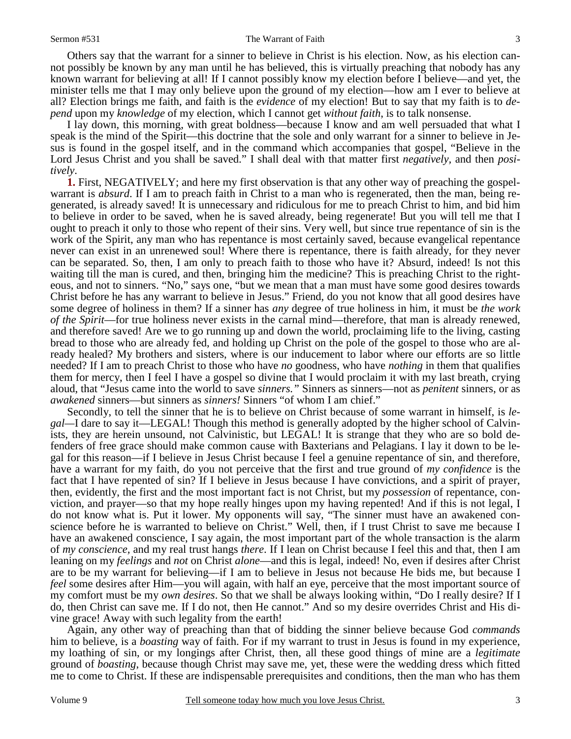Others say that the warrant for a sinner to believe in Christ is his election. Now, as his election cannot possibly be known by any man until he has believed, this is virtually preaching that nobody has any known warrant for believing at all! If I cannot possibly know my election before I believe—and yet, the minister tells me that I may only believe upon the ground of my election—how am I ever to believe at all? Election brings me faith, and faith is the *evidence* of my election! But to say that my faith is to *depend* upon my *knowledge* of my election, which I cannot get *without faith*, is to talk nonsense.

I lay down, this morning, with great boldness—because I know and am well persuaded that what I speak is the mind of the Spirit—this doctrine that the sole and only warrant for a sinner to believe in Jesus is found in the gospel itself, and in the command which accompanies that gospel, "Believe in the Lord Jesus Christ and you shall be saved." I shall deal with that matter first *negatively,* and then *positively*.

**1.** First, NEGATIVELY; and here my first observation is that any other way of preaching the gospel-warrant is *absurd*. If I am to preach faith in Christ to a man who is regenerated, then the man, being regenerated, is already saved! It is unnecessary and ridiculous for me to preach Christ to him, and bid him to believe in order to be saved, when he is saved already, being regenerate! But you will tell me that I ought to preach it only to those who repent of their sins. Very well, but since true repentance of sin is the work of the Spirit, any man who has repentance is most certainly saved, because evangelical repentance never can exist in an unrenewed soul! Where there is repentance, there is faith already, for they never can be separated. So, then, I am only to preach faith to those who have it? Absurd, indeed! Is not this waiting till the man is cured, and then, bringing him the medicine? This is preaching Christ to the righteous, and not to sinners. "No," says one, "but we mean that a man must have some good desires towards Christ before he has any warrant to believe in Jesus." Friend, do you not know that all good desires have some degree of holiness in them? If a sinner has *any* degree of true holiness in him, it must be *the work of the Spirit*—for true holiness never exists in the carnal mind—therefore, that man is already renewed, and therefore saved! Are we to go running up and down the world, proclaiming life to the living, casting bread to those who are already fed, and holding up Christ on the pole of the gospel to those who are already healed? My brothers and sisters, where is our inducement to labor where our efforts are so little needed? If I am to preach Christ to those who have *no* goodness, who have *nothing* in them that qualifies them for mercy, then I feel I have a gospel so divine that I would proclaim it with my last breath, crying aloud, that "Jesus came into the world to save *sinners."* Sinners as sinners—not as *penitent* sinners, or as *awakened* sinners—but sinners as *sinners!* Sinners "of whom I am chief."

Secondly, to tell the sinner that he is to believe on Christ because of some warrant in himself, is *legal*—I dare to say it—LEGAL! Though this method is generally adopted by the higher school of Calvinists, they are herein unsound, not Calvinistic, but LEGAL! It is strange that they who are so bold defenders of free grace should make common cause with Baxterians and Pelagians. I lay it down to be legal for this reason—if I believe in Jesus Christ because I feel a genuine repentance of sin, and therefore, have a warrant for my faith, do you not perceive that the first and true ground of *my confidence* is the fact that I have repented of sin? If I believe in Jesus because I have convictions, and a spirit of prayer, then, evidently, the first and the most important fact is not Christ, but my *possession* of repentance, conviction, and prayer—so that my hope really hinges upon my having repented! And if this is not legal, I do not know what is. Put it lower. My opponents will say, "The sinner must have an awakened conscience before he is warranted to believe on Christ." Well, then, if I trust Christ to save me because I have an awakened conscience, I say again, the most important part of the whole transaction is the alarm of *my conscience,* and my real trust hangs *there*. If I lean on Christ because I feel this and that, then I am leaning on my *feelings* and *not* on Christ *alone*—and this is legal, indeed! No, even if desires after Christ are to be my warrant for believing—if I am to believe in Jesus not because He bids me, but because I *feel* some desires after Him—you will again, with half an eye, perceive that the most important source of my comfort must be my *own desires*. So that we shall be always looking within, "Do I really desire? If I do, then Christ can save me. If I do not, then He cannot." And so my desire overrides Christ and His divine grace! Away with such legality from the earth!

Again, any other way of preaching than that of bidding the sinner believe because God *commands* him to believe, is a *boasting* way of faith. For if my warrant to trust in Jesus is found in my experience, my loathing of sin, or my longings after Christ, then, all these good things of mine are a *legitimate* ground of *boasting,* because though Christ may save me, yet, these were the wedding dress which fitted me to come to Christ. If these are indispensable prerequisites and conditions, then the man who has them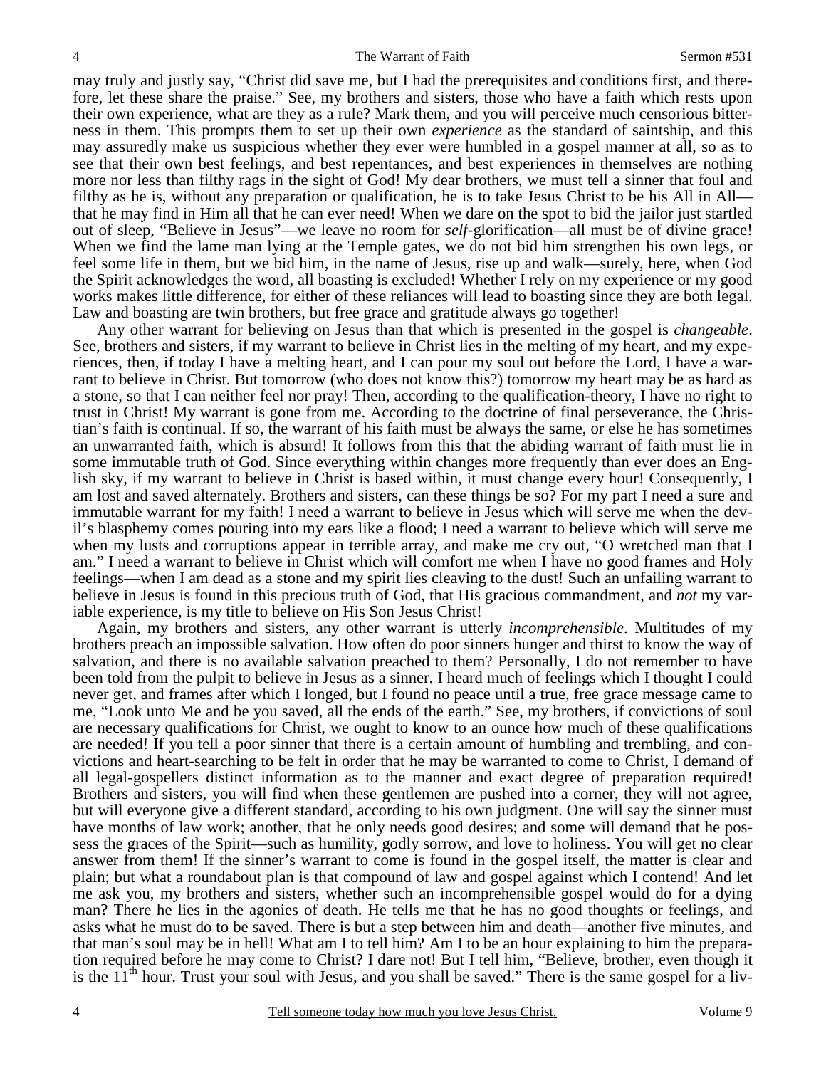may truly and justly say, "Christ did save me, but I had the prerequisites and conditions first, and therefore, let these share the praise." See, my brothers and sisters, those who have a faith which rests upon their own experience, what are they as a rule? Mark them, and you will perceive much censorious bitterness in them. This prompts them to set up their own *experience* as the standard of saintship, and this may assuredly make us suspicious whether they ever were humbled in a gospel manner at all, so as to see that their own best feelings, and best repentances, and best experiences in themselves are nothing more nor less than filthy rags in the sight of God! My dear brothers, we must tell a sinner that foul and filthy as he is, without any preparation or qualification, he is to take Jesus Christ to be his All in All—that he may find in Him all that he can ever need! When we dare on the spot to bid the jailor just startled out of sleep, "Believe in Jesus"—we leave no room for *self*-glorification—all must be of divine grace! When we find the lame man lying at the Temple gates, we do not bid him strengthen his own legs, or feel some life in them, but we bid him, in the name of Jesus, rise up and walk—surely, here, when God the Spirit acknowledges the word, all boasting is excluded! Whether I rely on my experience or my good works makes little difference, for either of these reliances will lead to boasting since they are both legal. Law and boasting are twin brothers, but free grace and gratitude always go together!

Any other warrant for believing on Jesus than that which is presented in the gospel is *changeable*. See, brothers and sisters, if my warrant to believe in Christ lies in the melting of my heart, and my experiences, then, if today I have a melting heart, and I can pour my soul out before the Lord, I have a warrant to believe in Christ. But tomorrow (who does not know this?) tomorrow my heart may be as hard as a stone, so that I can neither feel nor pray! Then, according to the qualification-theory, I have no right to trust in Christ! My warrant is gone from me. According to the doctrine of final perseverance, the Christian's faith is continual. If so, the warrant of his faith must be always the same, or else he has sometimes an unwarranted faith, which is absurd! It follows from this that the abiding warrant of faith must lie in some immutable truth of God. Since everything within changes more frequently than ever does an English sky, if my warrant to believe in Christ is based within, it must change every hour! Consequently, I am lost and saved alternately. Brothers and sisters, can these things be so? For my part I need a sure and immutable warrant for my faith! I need a warrant to believe in Jesus which will serve me when the devil's blasphemy comes pouring into my ears like a flood; I need a warrant to believe which will serve me when my lusts and corruptions appear in terrible array, and make me cry out, "O wretched man that I am." I need a warrant to believe in Christ which will comfort me when I have no good frames and Holy feelings—when I am dead as a stone and my spirit lies cleaving to the dust! Such an unfailing warrant to believe in Jesus is found in this precious truth of God, that His gracious commandment, and *not* my variable experience, is my title to believe on His Son Jesus Christ!

Again, my brothers and sisters, any other warrant is utterly *incomprehensible*. Multitudes of my brothers preach an impossible salvation. How often do poor sinners hunger and thirst to know the way of salvation, and there is no available salvation preached to them? Personally, I do not remember to have been told from the pulpit to believe in Jesus as a sinner. I heard much of feelings which I thought I could never get, and frames after which I longed, but I found no peace until a true, free grace message came to me, "Look unto Me and be you saved, all the ends of the earth." See, my brothers, if convictions of soul are necessary qualifications for Christ, we ought to know to an ounce how much of these qualifications are needed! If you tell a poor sinner that there is a certain amount of humbling and trembling, and convictions and heart-searching to be felt in order that he may be warranted to come to Christ, I demand of all legal-gospellers distinct information as to the manner and exact degree of preparation required! Brothers and sisters, you will find when these gentlemen are pushed into a corner, they will not agree, but will everyone give a different standard, according to his own judgment. One will say the sinner must have months of law work; another, that he only needs good desires; and some will demand that he possess the graces of the Spirit—such as humility, godly sorrow, and love to holiness. You will get no clear answer from them! If the sinner's warrant to come is found in the gospel itself, the matter is clear and plain; but what a roundabout plan is that compound of law and gospel against which I contend! And let me ask you, my brothers and sisters, whether such an incomprehensible gospel would do for a dying man? There he lies in the agonies of death. He tells me that he has no good thoughts or feelings, and asks what he must do to be saved. There is but a step between him and death—another five minutes, and that man's soul may be in hell! What am I to tell him? Am I to be an hour explaining to him the preparation required before he may come to Christ? I dare not! But I tell him, "Believe, brother, even though it is the 11th hour. Trust your soul with Jesus, and you shall be saved." There is the same gospel for a liv-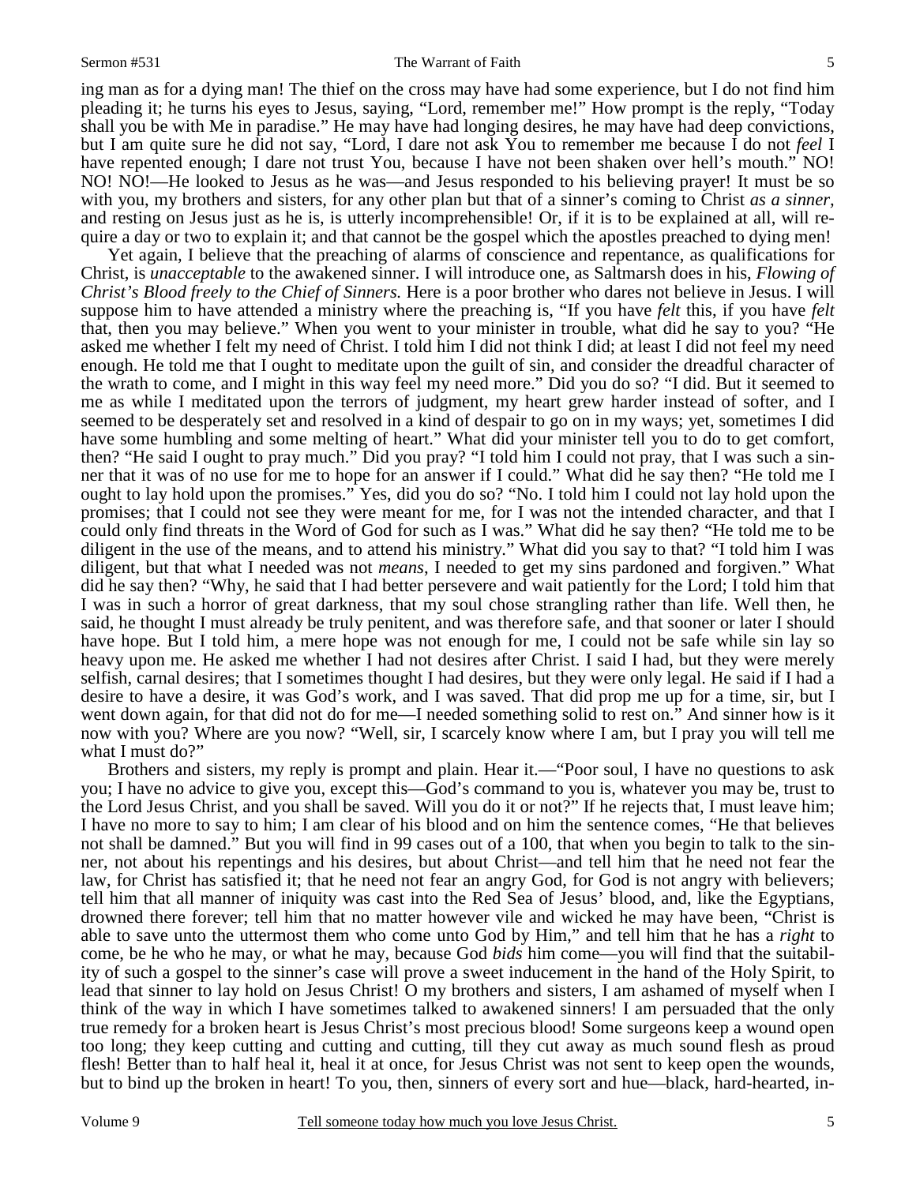ing man as for a dying man! The thief on the cross may have had some experience, but I do not find him pleading it; he turns his eyes to Jesus, saying, "Lord, remember me!" How prompt is the reply, "Today shall you be with Me in paradise." He may have had longing desires, he may have had deep convictions, but I am quite sure he did not say, "Lord, I dare not ask You to remember me because I do not *feel* I have repented enough; I dare not trust You, because I have not been shaken over hell's mouth." NO! NO! NO!—He looked to Jesus as he was—and Jesus responded to his believing prayer! It must be so with you, my brothers and sisters, for any other plan but that of a sinner's coming to Christ *as a sinner,* and resting on Jesus just as he is, is utterly incomprehensible! Or, if it is to be explained at all, will require a day or two to explain it; and that cannot be the gospel which the apostles preached to dying men!

Yet again, I believe that the preaching of alarms of conscience and repentance, as qualifications for Christ, is *unacceptable* to the awakened sinner. I will introduce one, as Saltmarsh does in his, *Flowing of Christ's Blood freely to the Chief of Sinners.* Here is a poor brother who dares not believe in Jesus. I will suppose him to have attended a ministry where the preaching is, "If you have *felt* this, if you have *felt* that, then you may believe." When you went to your minister in trouble, what did he say to you? "He asked me whether I felt my need of Christ. I told him I did not think I did; at least I did not feel my need enough. He told me that I ought to meditate upon the guilt of sin, and consider the dreadful character of the wrath to come, and I might in this way feel my need more." Did you do so? "I did. But it seemed to me as while I meditated upon the terrors of judgment, my heart grew harder instead of softer, and I seemed to be desperately set and resolved in a kind of despair to go on in my ways; yet, sometimes I did have some humbling and some melting of heart." What did your minister tell you to do to get comfort, then? "He said I ought to pray much." Did you pray? "I told him I could not pray, that I was such a sinner that it was of no use for me to hope for an answer if I could." What did he say then? "He told me I ought to lay hold upon the promises." Yes, did you do so? "No. I told him I could not lay hold upon the promises; that I could not see they were meant for me, for I was not the intended character, and that I could only find threats in the Word of God for such as I was." What did he say then? "He told me to be diligent in the use of the means, and to attend his ministry." What did you say to that? "I told him I was diligent, but that what I needed was not *means,* I needed to get my sins pardoned and forgiven." What did he say then? "Why, he said that I had better persevere and wait patiently for the Lord; I told him that I was in such a horror of great darkness, that my soul chose strangling rather than life. Well then, he said, he thought I must already be truly penitent, and was therefore safe, and that sooner or later I should have hope. But I told him, a mere hope was not enough for me, I could not be safe while sin lay so heavy upon me. He asked me whether I had not desires after Christ. I said I had, but they were merely selfish, carnal desires; that I sometimes thought I had desires, but they were only legal. He said if I had a desire to have a desire, it was God's work, and I was saved. That did prop me up for a time, sir, but I went down again, for that did not do for me—I needed something solid to rest on." And sinner how is it now with you? Where are you now? "Well, sir, I scarcely know where I am, but I pray you will tell me what I must do?"

Brothers and sisters, my reply is prompt and plain. Hear it.—"Poor soul, I have no questions to ask you; I have no advice to give you, except this—God's command to you is, whatever you may be, trust to the Lord Jesus Christ, and you shall be saved. Will you do it or not?" If he rejects that, I must leave him; I have no more to say to him; I am clear of his blood and on him the sentence comes, "He that believes not shall be damned." But you will find in 99 cases out of a 100, that when you begin to talk to the sinner, not about his repentings and his desires, but about Christ—and tell him that he need not fear the law, for Christ has satisfied it; that he need not fear an angry God, for God is not angry with believers; tell him that all manner of iniquity was cast into the Red Sea of Jesus' blood, and, like the Egyptians, drowned there forever; tell him that no matter however vile and wicked he may have been, "Christ is able to save unto the uttermost them who come unto God by Him," and tell him that he has a *right* to come, be he who he may, or what he may, because God *bids* him come—you will find that the suitability of such a gospel to the sinner's case will prove a sweet inducement in the hand of the Holy Spirit, to lead that sinner to lay hold on Jesus Christ! O my brothers and sisters, I am ashamed of myself when I think of the way in which I have sometimes talked to awakened sinners! I am persuaded that the only true remedy for a broken heart is Jesus Christ's most precious blood! Some surgeons keep a wound open too long; they keep cutting and cutting and cutting, till they cut away as much sound flesh as proud flesh! Better than to half heal it, heal it at once, for Jesus Christ was not sent to keep open the wounds, but to bind up the broken in heart! To you, then, sinners of every sort and hue—black, hard-hearted, in-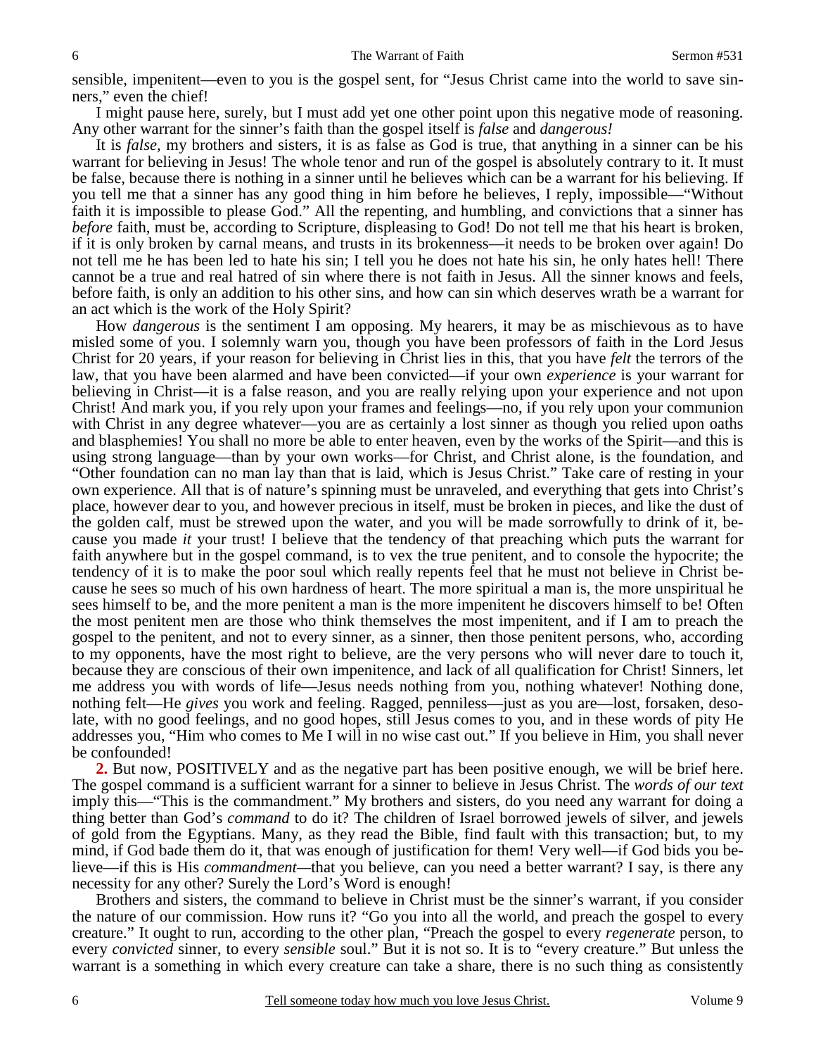sensible, impenitent—even to you is the gospel sent, for "Jesus Christ came into the world to save sinners," even the chief!

I might pause here, surely, but I must add yet one other point upon this negative mode of reasoning. Any other warrant for the sinner's faith than the gospel itself is *false* and *dangerous!*

It is *false*, my brothers and sisters, it is as false as God is true, that anything in a sinner can be his warrant for believing in Jesus! The whole tenor and run of the gospel is absolutely contrary to it. It must be false, because there is nothing in a sinner until he believes which can be a warrant for his believing. If you tell me that a sinner has any good thing in him before he believes, I reply, impossible—"Without faith it is impossible to please God." All the repenting, and humbling, and convictions that a sinner has *before* faith, must be, according to Scripture, displeasing to God! Do not tell me that his heart is broken, if it is only broken by carnal means, and trusts in its brokenness—it needs to be broken over again! Do not tell me he has been led to hate his sin; I tell you he does not hate his sin, he only hates hell! There cannot be a true and real hatred of sin where there is not faith in Jesus. All the sinner knows and feels, before faith, is only an addition to his other sins, and how can sin which deserves wrath be a warrant for an act which is the work of the Holy Spirit?

How *dangerous* is the sentiment I am opposing. My hearers, it may be as mischievous as to have misled some of you. I solemnly warn you, though you have been professors of faith in the Lord Jesus Christ for 20 years, if your reason for believing in Christ lies in this, that you have *felt* the terrors of the law, that you have been alarmed and have been convicted—if your own *experience* is your warrant for believing in Christ—it is a false reason, and you are really relying upon your experience and not upon Christ! And mark you, if you rely upon your frames and feelings—no, if you rely upon your communion with Christ in any degree whatever—you are as certainly a lost sinner as though you relied upon oaths and blasphemies! You shall no more be able to enter heaven, even by the works of the Spirit—and this is using strong language—than by your own works—for Christ, and Christ alone, is the foundation, and "Other foundation can no man lay than that is laid, which is Jesus Christ." Take care of resting in your own experience. All that is of nature's spinning must be unraveled, and everything that gets into Christ's place, however dear to you, and however precious in itself, must be broken in pieces, and like the dust of the golden calf, must be strewed upon the water, and you will be made sorrowfully to drink of it, because you made *it* your trust! I believe that the tendency of that preaching which puts the warrant for faith anywhere but in the gospel command, is to vex the true penitent, and to console the hypocrite; the tendency of it is to make the poor soul which really repents feel that he must not believe in Christ because he sees so much of his own hardness of heart. The more spiritual a man is, the more unspiritual he sees himself to be, and the more penitent a man is the more impenitent he discovers himself to be! Often the most penitent men are those who think themselves the most impenitent, and if I am to preach the gospel to the penitent, and not to every sinner, as a sinner, then those penitent persons, who, according to my opponents, have the most right to believe, are the very persons who will never dare to touch it, because they are conscious of their own impenitence, and lack of all qualification for Christ! Sinners, let me address you with words of life—Jesus needs nothing from you, nothing whatever! Nothing done, nothing felt—He *gives* you work and feeling. Ragged, penniless—just as you are—lost, forsaken, desolate, with no good feelings, and no good hopes, still Jesus comes to you, and in these words of pity He addresses you, "Him who comes to Me I will in no wise cast out." If you believe in Him, you shall never be confounded!

**2.** But now, POSITIVELY and as the negative part has been positive enough, we will be brief here. The gospel command is a sufficient warrant for a sinner to believe in Jesus Christ. The *words of our text* imply this—"This is the commandment." My brothers and sisters, do you need any warrant for doing a thing better than God's *command* to do it? The children of Israel borrowed jewels of silver, and jewels of gold from the Egyptians. Many, as they read the Bible, find fault with this transaction; but, to my mind, if God bade them do it, that was enough of justification for them! Very well—if God bids you believe—if this is His *commandment*—that you believe, can you need a better warrant? I say, is there any necessity for any other? Surely the Lord's Word is enough!

Brothers and sisters, the command to believe in Christ must be the sinner's warrant, if you consider the nature of our commission. How runs it? "Go you into all the world, and preach the gospel to every creature." It ought to run, according to the other plan, "Preach the gospel to every *regenerate* person, to every *convicted* sinner, to every *sensible* soul." But it is not so. It is to "every creature." But unless the warrant is a something in which every creature can take a share, there is no such thing as consistently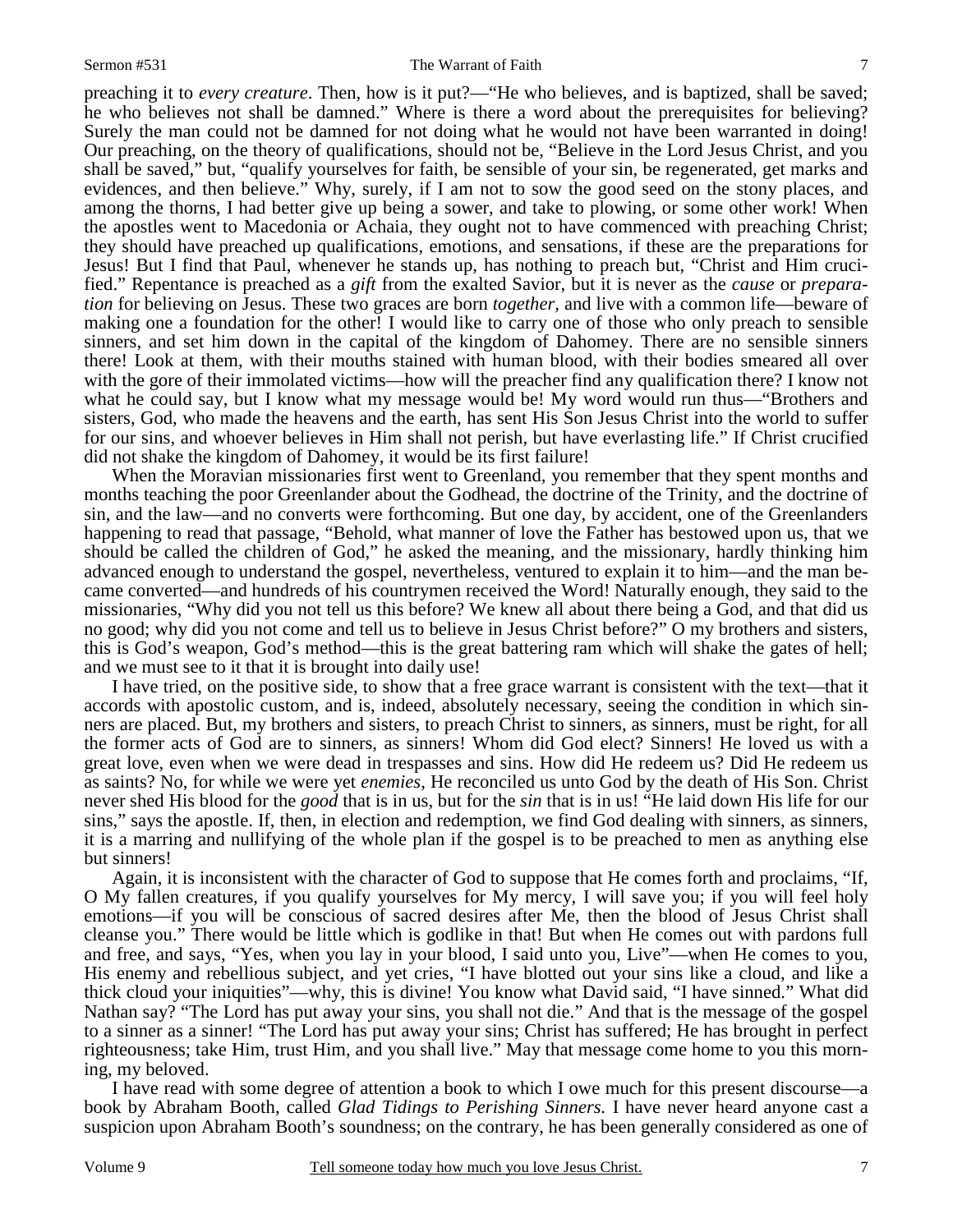preaching it to *every creature*. Then, how is it put?—"He who believes, and is baptized, shall be saved; he who believes not shall be damned." Where is there a word about the prerequisites for believing? Surely the man could not be damned for not doing what he would not have been warranted in doing! Our preaching, on the theory of qualifications, should not be, "Believe in the Lord Jesus Christ, and you shall be saved," but, "qualify yourselves for faith, be sensible of your sin, be regenerated, get marks and evidences, and then believe." Why, surely, if I am not to sow the good seed on the stony places, and among the thorns, I had better give up being a sower, and take to plowing, or some other work! When the apostles went to Macedonia or Achaia, they ought not to have commenced with preaching Christ; they should have preached up qualifications, emotions, and sensations, if these are the preparations for Jesus! But I find that Paul, whenever he stands up, has nothing to preach but, "Christ and Him crucified." Repentance is preached as a *gift* from the exalted Savior, but it is never as the *cause* or *preparation* for believing on Jesus. These two graces are born *together*, and live with a common life—beware of making one a foundation for the other! I would like to carry one of those who only preach to sensible sinners, and set him down in the capital of the kingdom of Dahomey. There are no sensible sinners there! Look at them, with their mouths stained with human blood, with their bodies smeared all over with the gore of their immolated victims—how will the preacher find any qualification there? I know not what he could say, but I know what my message would be! My word would run thus—"Brothers and sisters, God, who made the heavens and the earth, has sent His Son Jesus Christ into the world to suffer for our sins, and whoever believes in Him shall not perish, but have everlasting life." If Christ crucified did not shake the kingdom of Dahomey, it would be its first failure!

When the Moravian missionaries first went to Greenland, you remember that they spent months and months teaching the poor Greenlander about the Godhead, the doctrine of the Trinity, and the doctrine of sin, and the law—and no converts were forthcoming. But one day, by accident, one of the Greenlanders happening to read that passage, "Behold, what manner of love the Father has bestowed upon us, that we should be called the children of God," he asked the meaning, and the missionary, hardly thinking him advanced enough to understand the gospel, nevertheless, ventured to explain it to him—and the man became converted—and hundreds of his countrymen received the Word! Naturally enough, they said to the missionaries, "Why did you not tell us this before? We knew all about there being a God, and that did us no good; why did you not come and tell us to believe in Jesus Christ before?" O my brothers and sisters, this is God's weapon, God's method—this is the great battering ram which will shake the gates of hell; and we must see to it that it is brought into daily use!

I have tried, on the positive side, to show that a free grace warrant is consistent with the text—that it accords with apostolic custom, and is, indeed, absolutely necessary, seeing the condition in which sinners are placed. But, my brothers and sisters, to preach Christ to sinners, as sinners, must be right, for all the former acts of God are to sinners, as sinners! Whom did God elect? Sinners! He loved us with a great love, even when we were dead in trespasses and sins. How did He redeem us? Did He redeem us as saints? No, for while we were yet *enemies*, He reconciled us unto God by the death of His Son. Christ never shed His blood for the *good* that is in us, but for the *sin* that is in us! "He laid down His life for our sins," says the apostle. If, then, in election and redemption, we find God dealing with sinners, as sinners, it is a marring and nullifying of the whole plan if the gospel is to be preached to men as anything else but sinners!

Again, it is inconsistent with the character of God to suppose that He comes forth and proclaims, "If, O My fallen creatures, if you qualify yourselves for My mercy, I will save you; if you will feel holy emotions—if you will be conscious of sacred desires after Me, then the blood of Jesus Christ shall cleanse you." There would be little which is godlike in that! But when He comes out with pardons full and free, and says, "Yes, when you lay in your blood, I said unto you, Live"—when He comes to you, His enemy and rebellious subject, and yet cries, "I have blotted out your sins like a cloud, and like a thick cloud your iniquities"—why, this is divine! You know what David said, "I have sinned." What did Nathan say? "The Lord has put away your sins, you shall not die." And that is the message of the gospel to a sinner as a sinner! "The Lord has put away your sins; Christ has suffered; He has brought in perfect righteousness; take Him, trust Him, and you shall live." May that message come home to you this morning, my beloved.

I have read with some degree of attention a book to which I owe much for this present discourse—a book by Abraham Booth, called *Glad Tidings to Perishing Sinners.* I have never heard anyone cast a suspicion upon Abraham Booth's soundness; on the contrary, he has been generally considered as one of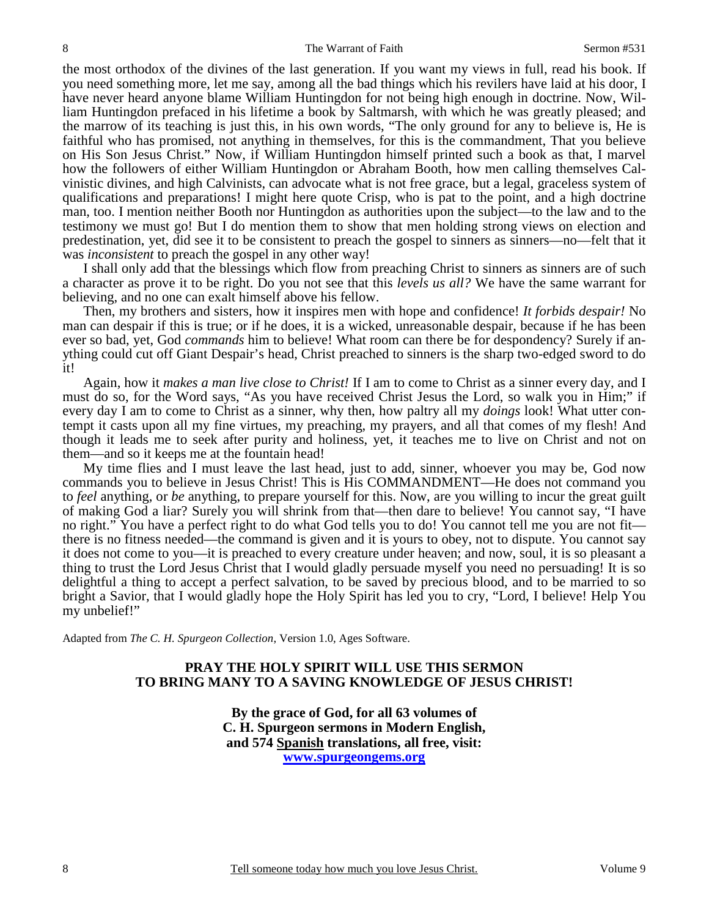the most orthodox of the divines of the last generation. If you want my views in full, read his book. If you need something more, let me say, among all the bad things which his revilers have laid at his door, I have never heard anyone blame William Huntingdon for not being high enough in doctrine. Now, William Huntingdon prefaced in his lifetime a book by Saltmarsh, with which he was greatly pleased; and the marrow of its teaching is just this, in his own words, "The only ground for any to believe is, He is faithful who has promised, not anything in themselves, for this is the commandment, That you believe on His Son Jesus Christ." Now, if William Huntingdon himself printed such a book as that, I marvel how the followers of either William Huntingdon or Abraham Booth, how men calling themselves Calvinistic divines, and high Calvinists, can advocate what is not free grace, but a legal, graceless system of qualifications and preparations! I might here quote Crisp, who is pat to the point, and a high doctrine man, too. I mention neither Booth nor Huntingdon as authorities upon the subject—to the law and to the testimony we must go! But I do mention them to show that men holding strong views on election and predestination, yet, did see it to be consistent to preach the gospel to sinners as sinners—no—felt that it was *inconsistent* to preach the gospel in any other way!

I shall only add that the blessings which flow from preaching Christ to sinners as sinners are of such a character as prove it to be right. Do you not see that this *levels us all?* We have the same warrant for believing, and no one can exalt himself above his fellow.

Then, my brothers and sisters, how it inspires men with hope and confidence! *It forbids despair!* No man can despair if this is true; or if he does, it is a wicked, unreasonable despair, because if he has been ever so bad, yet, God *commands* him to believe! What room can there be for despondency? Surely if anything could cut off Giant Despair's head, Christ preached to sinners is the sharp two-edged sword to do it!

Again, how it *makes a man live close to Christ!* If I am to come to Christ as a sinner every day, and I must do so, for the Word says, "As you have received Christ Jesus the Lord, so walk you in Him;" if every day I am to come to Christ as a sinner, why then, how paltry all my *doings* look! What utter contempt it casts upon all my fine virtues, my preaching, my prayers, and all that comes of my flesh! And though it leads me to seek after purity and holiness, yet, it teaches me to live on Christ and not on them—and so it keeps me at the fountain head!

My time flies and I must leave the last head, just to add, sinner, whoever you may be, God now commands you to believe in Jesus Christ! This is His COMMANDMENT—He does not command you to *feel* anything, or *be* anything, to prepare yourself for this. Now, are you willing to incur the great guilt of making God a liar? Surely you will shrink from that—then dare to believe! You cannot say, "I have no right." You have a perfect right to do what God tells you to do! You cannot tell me you are not fit—there is no fitness needed—the command is given and it is yours to obey, not to dispute. You cannot say it does not come to you—it is preached to every creature under heaven; and now, soul, it is so pleasant a thing to trust the Lord Jesus Christ that I would gladly persuade myself you need no persuading! It is so delightful a thing to accept a perfect salvation, to be saved by precious blood, and to be married to so bright a Savior, that I would gladly hope the Holy Spirit has led you to cry, "Lord, I believe! Help You my unbelief!"

Adapted from *The C. H. Spurgeon Collection*, Version 1.0, Ages Software.

**PRAY THE HOLY SPIRIT WILL USE THIS SERMON TO BRING MANY TO A SAVING KNOWLEDGE OF JESUS CHRIST!**

**By the grace of God, for all 63 volumes of C. H. Spurgeon sermons in Modern English, and 574 Spanish translations, all free, visit: www.spurgeongems.org**